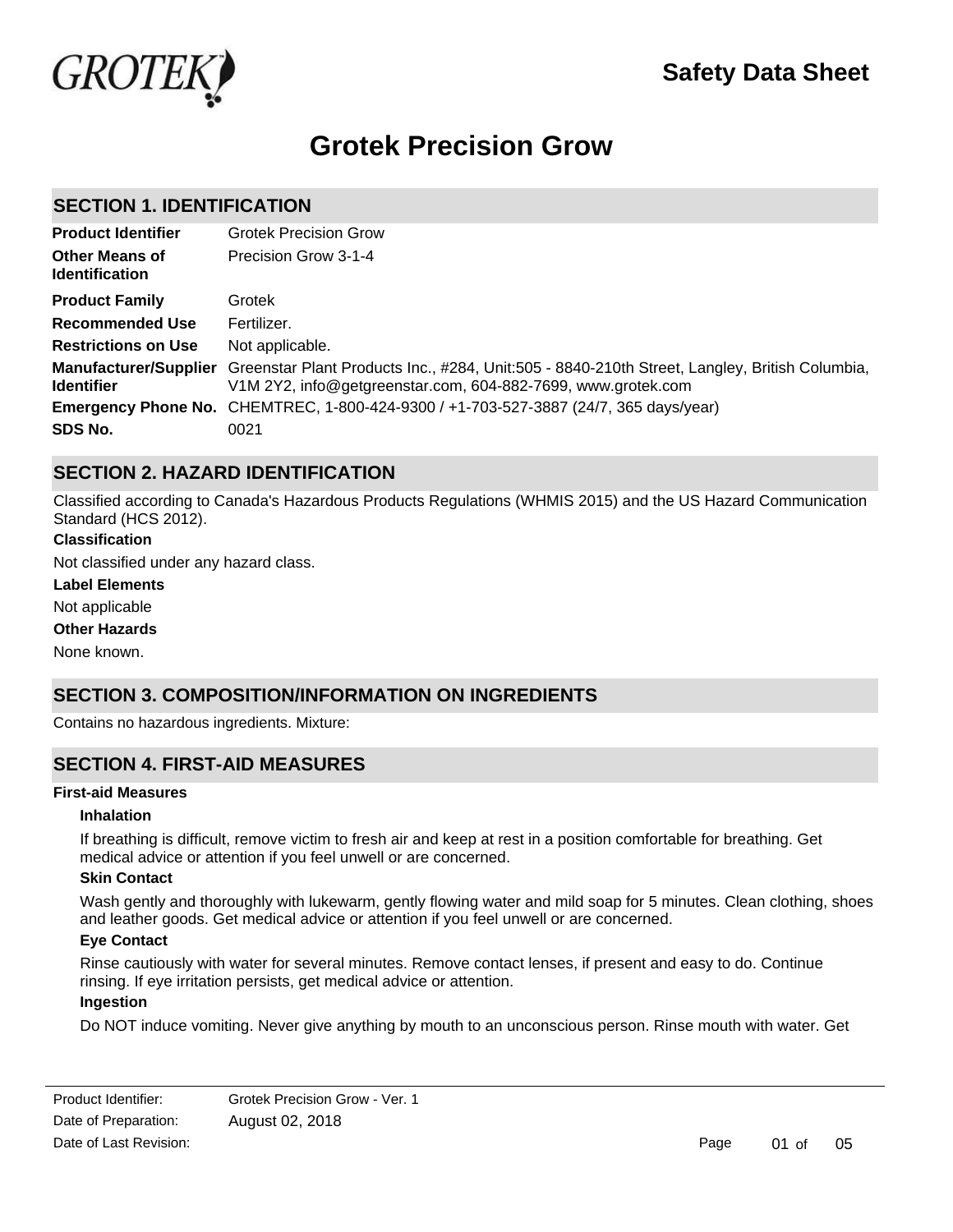# Safety Data Sheet

# Grotek Precision Grow

## SECTION 1. IDENTIFICATION

| | |
|---|---|
| **Product Identifier** | Grotek Precision Grow |
| **Other Means of Identification** | Precision Grow 3-1-4 |
| **Product Family** | Grotek |
| **Recommended Use** | Fertilizer. |
| **Restrictions on Use** | Not applicable. |
| **Manufacturer/Supplier Identifier** | Greenstar Plant Products Inc., #284, Unit:505 - 8840-210th Street, Langley, British Columbia, V1M 2Y2, info@getgreenstar.com, 604-882-7699, www.grotek.com |
| **Emergency Phone No.** | CHEMTREC, 1-800-424-9300 / +1-703-527-3887 (24/7, 365 days/year) |
| **SDS No.** | 0021 |

## SECTION 2. HAZARD IDENTIFICATION

Classified according to Canada's Hazardous Products Regulations (WHMIS 2015) and the US Hazard Communication Standard (HCS 2012).

**Classification**

Not classified under any hazard class.

**Label Elements**

Not applicable

**Other Hazards**

None known.

## SECTION 3. COMPOSITION/INFORMATION ON INGREDIENTS

Contains no hazardous ingredients. Mixture:

## SECTION 4. FIRST-AID MEASURES

**First-aid Measures**

**Inhalation**

If breathing is difficult, remove victim to fresh air and keep at rest in a position comfortable for breathing. Get medical advice or attention if you feel unwell or are concerned.

**Skin Contact**

Wash gently and thoroughly with lukewarm, gently flowing water and mild soap for 5 minutes. Clean clothing, shoes and leather goods. Get medical advice or attention if you feel unwell or are concerned.

**Eye Contact**

Rinse cautiously with water for several minutes. Remove contact lenses, if present and easy to do. Continue rinsing. If eye irritation persists, get medical advice or attention.

**Ingestion**

Do NOT induce vomiting. Never give anything by mouth to an unconscious person. Rinse mouth with water. Get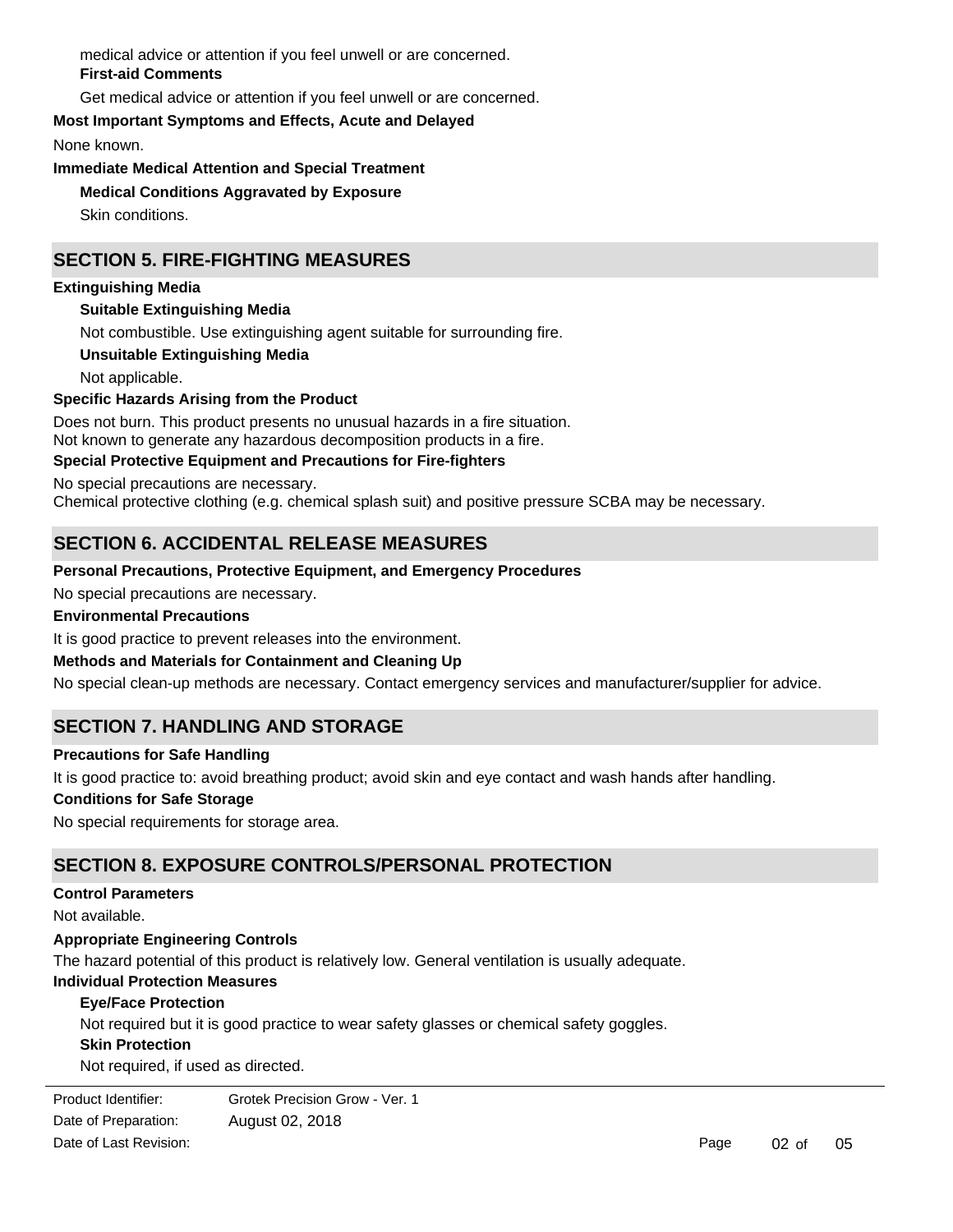medical advice or attention if you feel unwell or are concerned.

**First-aid Comments**

Get medical advice or attention if you feel unwell or are concerned.

**Most Important Symptoms and Effects, Acute and Delayed**

None known.

**Immediate Medical Attention and Special Treatment**

**Medical Conditions Aggravated by Exposure**

Skin conditions.

## SECTION 5. FIRE-FIGHTING MEASURES

**Extinguishing Media**

**Suitable Extinguishing Media**

Not combustible. Use extinguishing agent suitable for surrounding fire.

**Unsuitable Extinguishing Media**

Not applicable.

**Specific Hazards Arising from the Product**

Does not burn. This product presents no unusual hazards in a fire situation.
Not known to generate any hazardous decomposition products in a fire.

**Special Protective Equipment and Precautions for Fire-fighters**

No special precautions are necessary.
Chemical protective clothing (e.g. chemical splash suit) and positive pressure SCBA may be necessary.

## SECTION 6. ACCIDENTAL RELEASE MEASURES

**Personal Precautions, Protective Equipment, and Emergency Procedures**

No special precautions are necessary.

**Environmental Precautions**

It is good practice to prevent releases into the environment.

**Methods and Materials for Containment and Cleaning Up**

No special clean-up methods are necessary. Contact emergency services and manufacturer/supplier for advice.

## SECTION 7. HANDLING AND STORAGE

**Precautions for Safe Handling**

It is good practice to: avoid breathing product; avoid skin and eye contact and wash hands after handling.

**Conditions for Safe Storage**

No special requirements for storage area.

## SECTION 8. EXPOSURE CONTROLS/PERSONAL PROTECTION

**Control Parameters**

Not available.

**Appropriate Engineering Controls**

The hazard potential of this product is relatively low. General ventilation is usually adequate.

**Individual Protection Measures**

**Eye/Face Protection**

Not required but it is good practice to wear safety glasses or chemical safety goggles.

**Skin Protection**

Not required, if used as directed.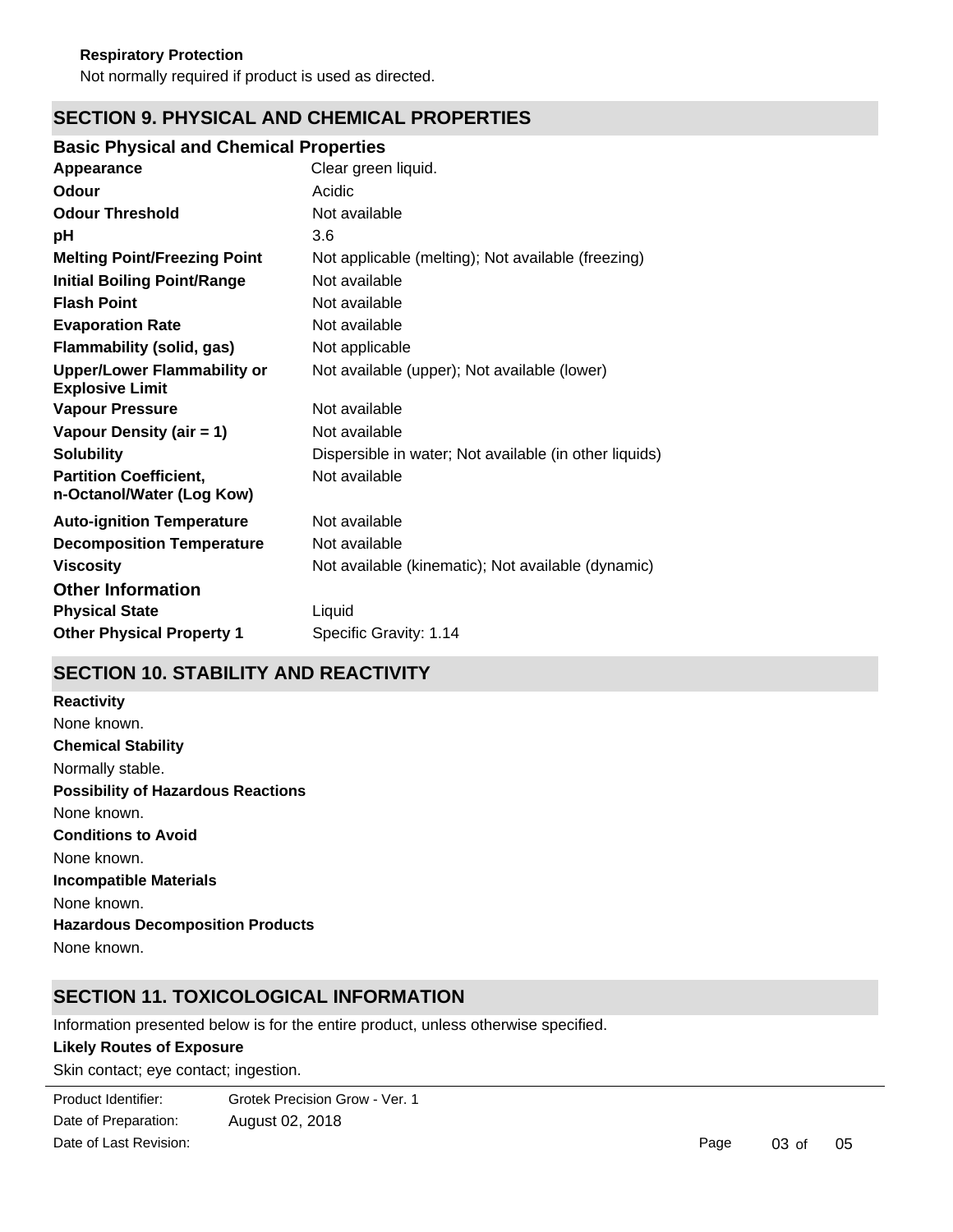**Respiratory Protection**

Not normally required if product is used as directed.

## SECTION 9. PHYSICAL AND CHEMICAL PROPERTIES

### Basic Physical and Chemical Properties

| | |
|---|---|
| **Appearance** | Clear green liquid. |
| **Odour** | Acidic |
| **Odour Threshold** | Not available |
| **pH** | 3.6 |
| **Melting Point/Freezing Point** | Not applicable (melting); Not available (freezing) |
| **Initial Boiling Point/Range** | Not available |
| **Flash Point** | Not available |
| **Evaporation Rate** | Not available |
| **Flammability (solid, gas)** | Not applicable |
| **Upper/Lower Flammability or Explosive Limit** | Not available (upper); Not available (lower) |
| **Vapour Pressure** | Not available |
| **Vapour Density (air = 1)** | Not available |
| **Solubility** | Dispersible in water; Not available (in other liquids) |
| **Partition Coefficient, n-Octanol/Water (Log Kow)** | Not available |
| **Auto-ignition Temperature** | Not available |
| **Decomposition Temperature** | Not available |
| **Viscosity** | Not available (kinematic); Not available (dynamic) |

### Other Information

| | |
|---|---|
| **Physical State** | Liquid |
| **Other Physical Property 1** | Specific Gravity: 1.14 |

## SECTION 10. STABILITY AND REACTIVITY

**Reactivity**

None known.

**Chemical Stability**

Normally stable.

**Possibility of Hazardous Reactions**

None known.

**Conditions to Avoid**

None known.

**Incompatible Materials**

None known.

**Hazardous Decomposition Products**

None known.

## SECTION 11. TOXICOLOGICAL INFORMATION

Information presented below is for the entire product, unless otherwise specified.

**Likely Routes of Exposure**

Skin contact; eye contact; ingestion.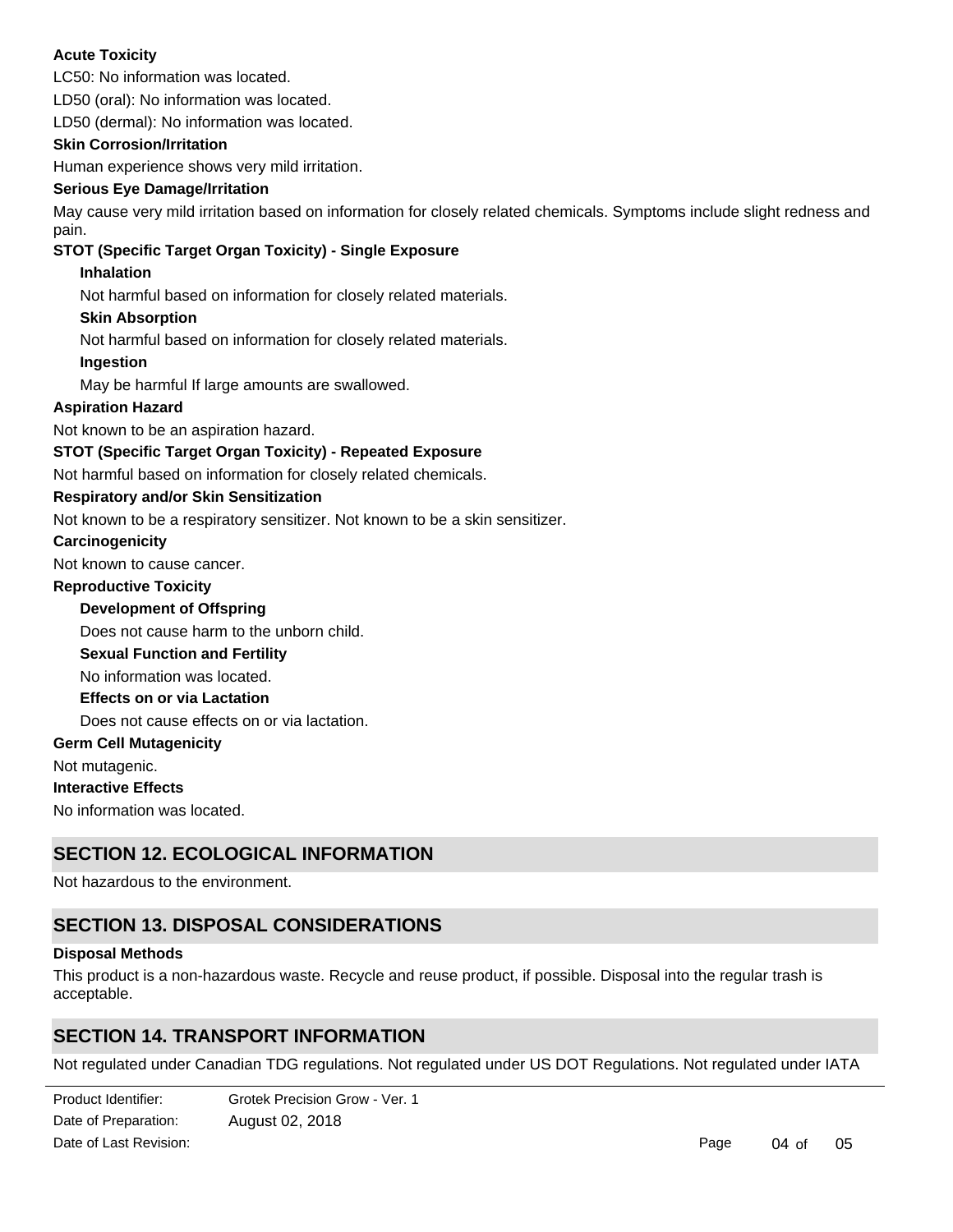**Acute Toxicity**

LC50: No information was located.

LD50 (oral): No information was located.

LD50 (dermal): No information was located.

**Skin Corrosion/Irritation**

Human experience shows very mild irritation.

**Serious Eye Damage/Irritation**

May cause very mild irritation based on information for closely related chemicals. Symptoms include slight redness and pain.

**STOT (Specific Target Organ Toxicity) - Single Exposure**

**Inhalation**

Not harmful based on information for closely related materials.

**Skin Absorption**

Not harmful based on information for closely related materials.

**Ingestion**

May be harmful If large amounts are swallowed.

**Aspiration Hazard**

Not known to be an aspiration hazard.

**STOT (Specific Target Organ Toxicity) - Repeated Exposure**

Not harmful based on information for closely related chemicals.

**Respiratory and/or Skin Sensitization**

Not known to be a respiratory sensitizer. Not known to be a skin sensitizer.

**Carcinogenicity**

Not known to cause cancer.

**Reproductive Toxicity**

**Development of Offspring**

Does not cause harm to the unborn child.

**Sexual Function and Fertility**

No information was located.

**Effects on or via Lactation**

Does not cause effects on or via lactation.

**Germ Cell Mutagenicity**

Not mutagenic.

**Interactive Effects**

No information was located.

## SECTION 12. ECOLOGICAL INFORMATION

Not hazardous to the environment.

## SECTION 13. DISPOSAL CONSIDERATIONS

**Disposal Methods**

This product is a non-hazardous waste. Recycle and reuse product, if possible. Disposal into the regular trash is acceptable.

## SECTION 14. TRANSPORT INFORMATION

Not regulated under Canadian TDG regulations. Not regulated under US DOT Regulations. Not regulated under IATA

| | |
|---|---|
| Product Identifier: | Grotek Precision Grow - Ver. 1 |
| Date of Preparation: | August 02, 2018 |
| Date of Last Revision: | |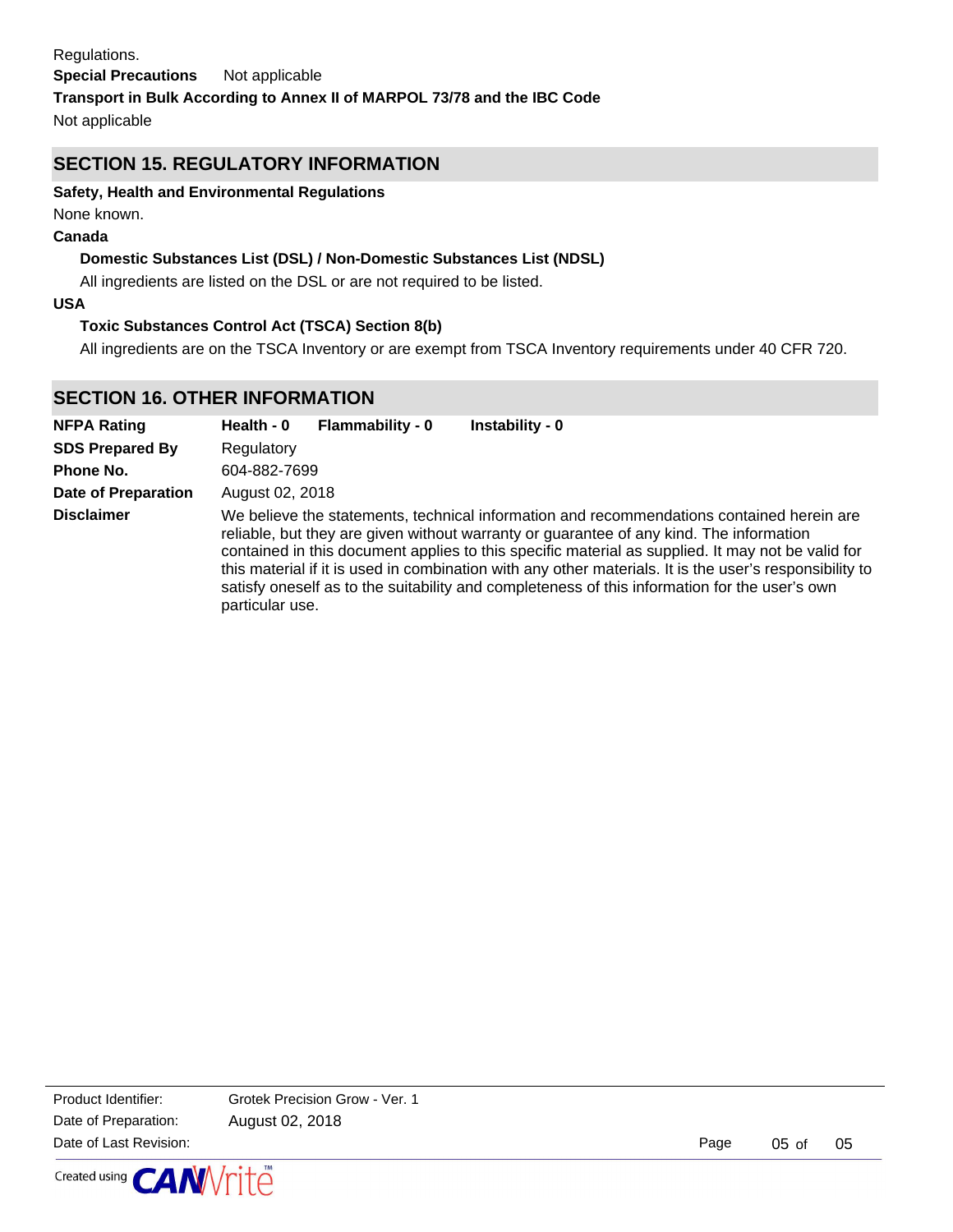Regulations.

**Special Precautions** Not applicable

**Transport in Bulk According to Annex II of MARPOL 73/78 and the IBC Code**

Not applicable

## SECTION 15. REGULATORY INFORMATION

**Safety, Health and Environmental Regulations**

None known.

**Canada**

**Domestic Substances List (DSL) / Non-Domestic Substances List (NDSL)**

All ingredients are listed on the DSL or are not required to be listed.

**USA**

**Toxic Substances Control Act (TSCA) Section 8(b)**

All ingredients are on the TSCA Inventory or are exempt from TSCA Inventory requirements under 40 CFR 720.

## SECTION 16. OTHER INFORMATION

**NFPA Rating** **Health - 0** **Flammability - 0** **Instability - 0**

**SDS Prepared By** Regulatory

**Phone No.** 604-882-7699

**Date of Preparation** August 02, 2018

**Disclaimer** We believe the statements, technical information and recommendations contained herein are reliable, but they are given without warranty or guarantee of any kind. The information contained in this document applies to this specific material as supplied. It may not be valid for this material if it is used in combination with any other materials. It is the user's responsibility to satisfy oneself as to the suitability and completeness of this information for the user's own particular use.